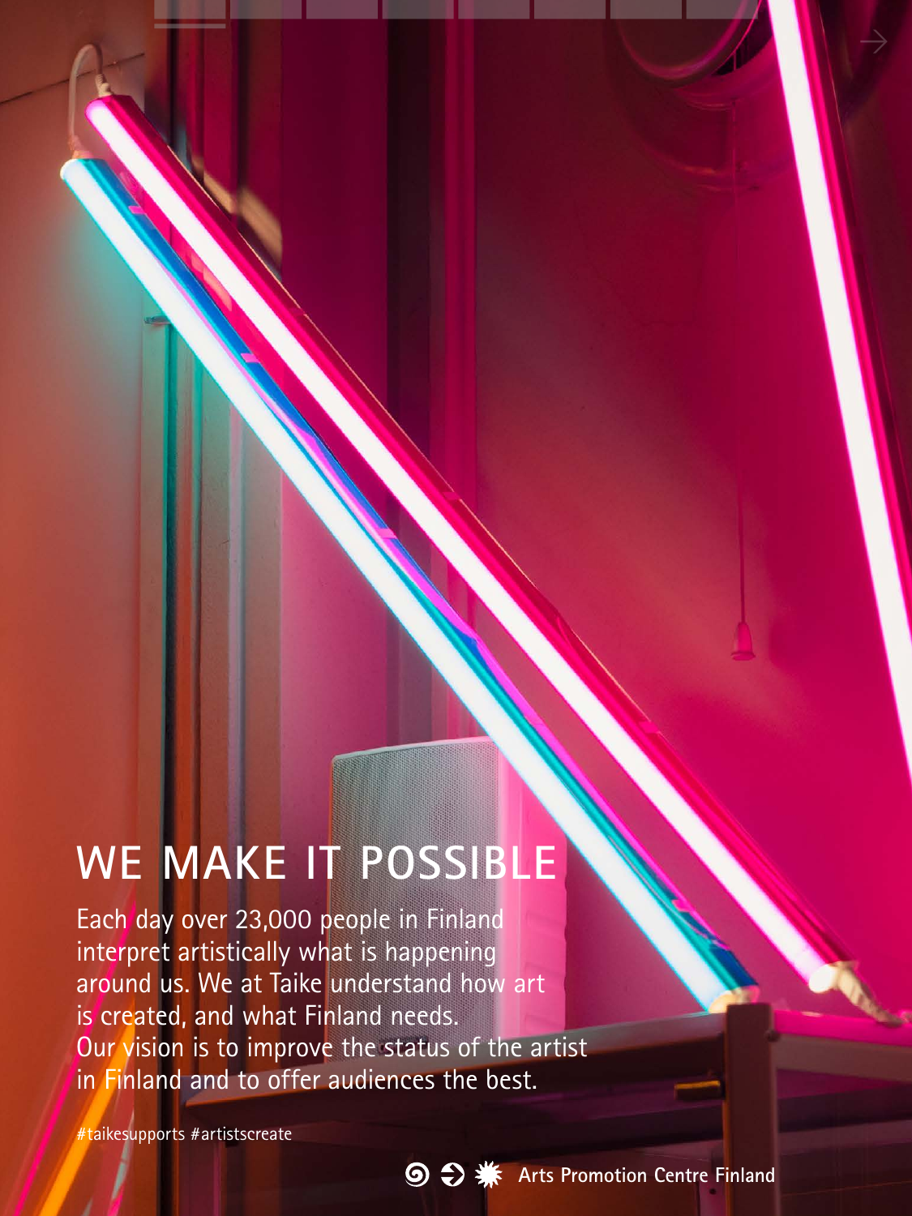# WE MAKE IT POSSIBLE

Each day over 23,000 people in Finland interpret artistically what is happening around us. We at Taike understand how art is created, and what Finland needs. Our vision is to improve the status of the artist in Finland and to offer audiences the best.

#taikesupports #artistscreate

Arts Promotion Centre Finland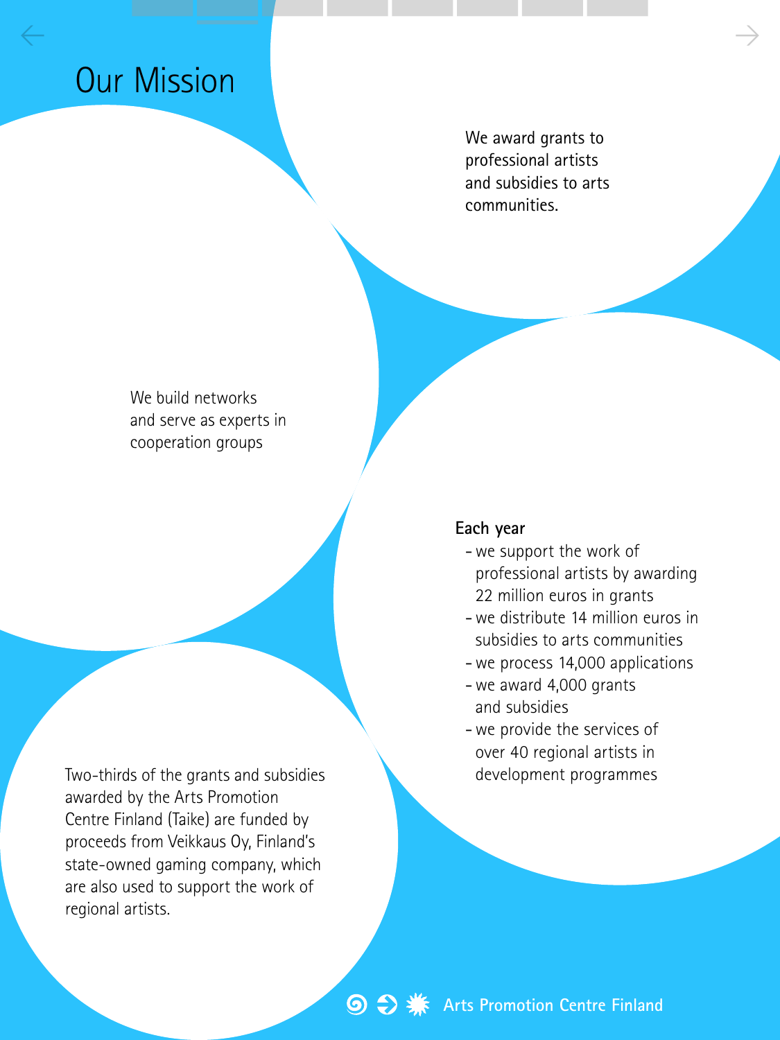# Our Mission

We award grants to professional artists and subsidies to arts communities.

We build networks and serve as experts in cooperation groups

**Each year**

- we support the work of professional artists by awarding 22 million euros in grants
- we distribute 14 million euros in subsidies to arts communities
- we process 14,000 applications
- we award 4,000 grants and subsidies
- we provide the services of over 40 regional artists in development programmes

Two-thirds of the grants and subsidies awarded by the Arts Promotion Centre Finland (Taike) are funded by proceeds from Veikkaus Oy, Finland's state-owned gaming company, which are also used to support the work of regional artists.

Arts Promotion Centre Finland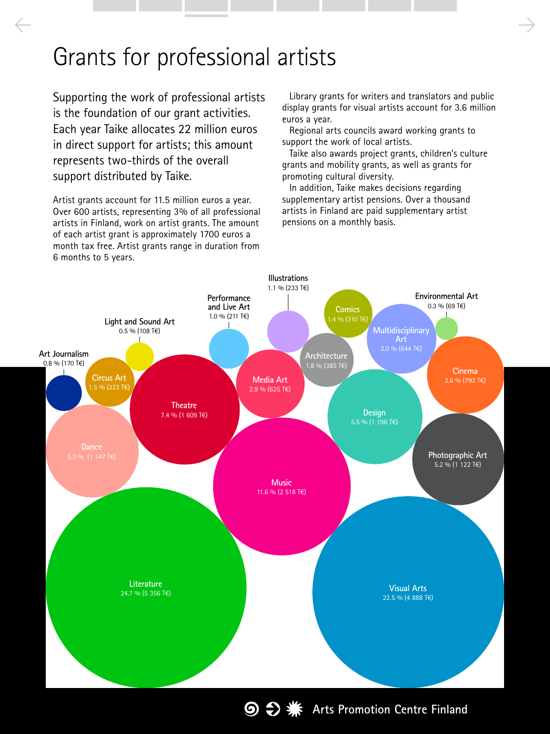# Grants for professional artists

Supporting the work of professional artists is the foundation of our grant activities. Each year Taike allocates 22 million euros in direct support for artists; this amount represents two-thirds of the overall support distributed by Taike.

Artist grants account for 11.5 million euros a year. Over 600 artists, representing 3% of all professional artists in Finland, work on artist grants. The amount of each artist grant is approximately 1700 euros a month tax free. Artist grants range in duration from 6 months to 5 years.

Library grants for writers and translators and public display grants for visual artists account for 3.6 million euros a year.

Regional arts councils award working grants to support the work of local artists.

Taike also awards project grants, children's culture grants and mobility grants, as well as grants for promoting cultural diversity.

In addition, Taike makes decisions regarding supplementary artist pensions. Over a thousand artists in Finland are paid supplementary artist pensions on a monthly basis.

| Art form | Share | Amount |
|---|---|---|
| Illustrations | 1.1 % | 233 T€ |
| Performance and Live Art | 1.0 % | 211 T€ |
| Comics | 1.4 % | 310 T€ |
| Environmental Art | 0.3 % | 69 T€ |
| Light and Sound Art | 0.5 % | 108 T€ |
| Multidisciplinary Art | 3.0 % | 644 T€ |
| Art Journalism | 0.8 % | 170 T€ |
| Architecture | 1.8 % | 385 T€ |
| Circus Art | 1.5 % | 323 T€ |
| Media Art | 2.9 % | 625 T€ |
| Cinema | 3.6 % | 792 T€ |
| Theatre | 7.4 % | 1 609 T€ |
| Design | 5.5 % | 1 196 T€ |
| Dance | 5.3 % | 1 147 T€ |
| Photographic Art | 5.2 % | 1 122 T€ |
| Music | 11.6 % | 2 518 T€ |
| Literature | 24.7 % | 5 356 T€ |
| Visual Arts | 22.5 % | 4 888 T€ |

Arts Promotion Centre Finland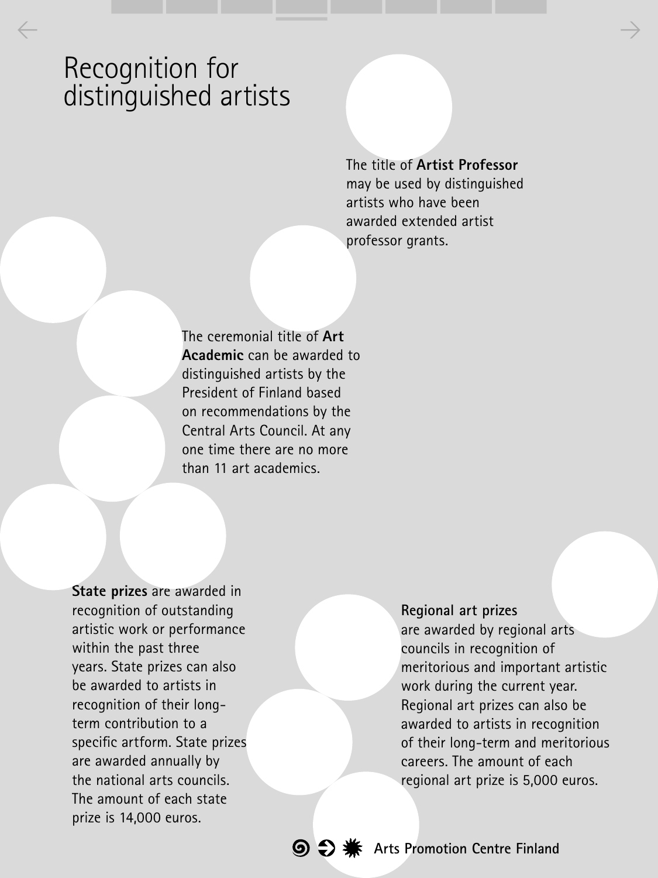# Recognition for distinguished artists

The title of **Artist Professor** may be used by distinguished artists who have been awarded extended artist professor grants.

The ceremonial title of **Art Academic** can be awarded to distinguished artists by the President of Finland based on recommendations by the Central Arts Council. At any one time there are no more than 11 art academics.

**State prizes** are awarded in recognition of outstanding artistic work or performance within the past three years. State prizes can also be awarded to artists in recognition of their long-term contribution to a specific artform. State prizes are awarded annually by the national arts councils. The amount of each state prize is 14,000 euros.

**Regional art prizes** are awarded by regional arts councils in recognition of meritorious and important artistic work during the current year. Regional art prizes can also be awarded to artists in recognition of their long-term and meritorious careers. The amount of each regional art prize is 5,000 euros.

**Arts Promotion Centre Finland**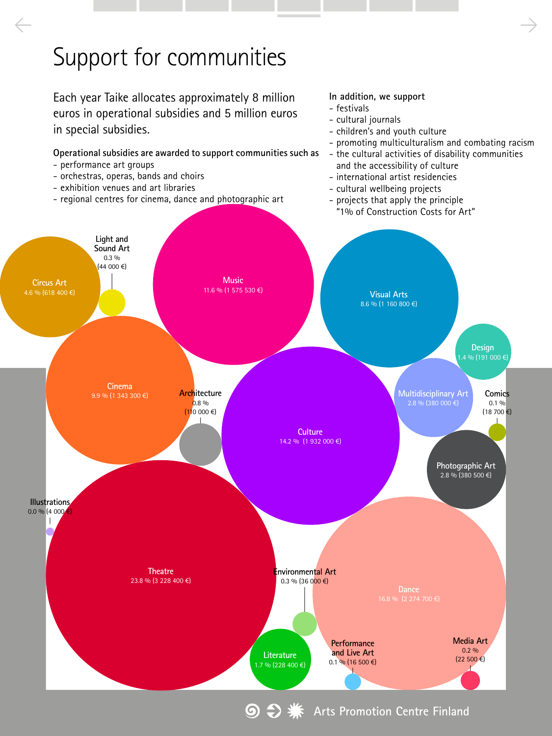# Support for communities

Each year Taike allocates approximately 8 million euros in operational subsidies and 5 million euros in special subsidies.

**Operational subsidies are awarded to support communities such as**
- performance art groups
- orchestras, operas, bands and choirs
- exhibition venues and art libraries
- regional centres for cinema, dance and photographic art

**In addition, we support**
- festivals
- cultural journals
- children's and youth culture
- promoting multiculturalism and combating racism
- the cultural activities of disability communities and the accessibility of culture
- international artist residencies
- cultural wellbeing projects
- projects that apply the principle "1% of Construction Costs for Art"

Circus Art
4.6 % (618 400 €)

Light and Sound Art
0.3 %
(44 000 €)

Music
11.6 % (1 575 530 €)

Visual Arts
8.6 % (1 160 800 €)

Design
1.4 % (191 000 €)

Cinema
9.9 % (1 343 300 €)

Architecture
0.8 %
(110 000 €)

Culture
14.2 % (1 932 000 €)

Multidisciplinary Art
2.8 % (380 000 €)

Comics
0.1 %
(18 700 €)

Photographic Art
2.8 % (380 500 €)

Illustrations
0.0 % (4 000 €)

Theatre
23.8 % (3 228 400 €)

Environmental Art
0.3 % (36 000 €)

Dance
16.8 % (2 274 700 €)

Literature
1.7 % (228 400 €)

Performance and Live Art
0.1 % (16 500 €)

Media Art
0.2 %
(22 500 €)

Arts Promotion Centre Finland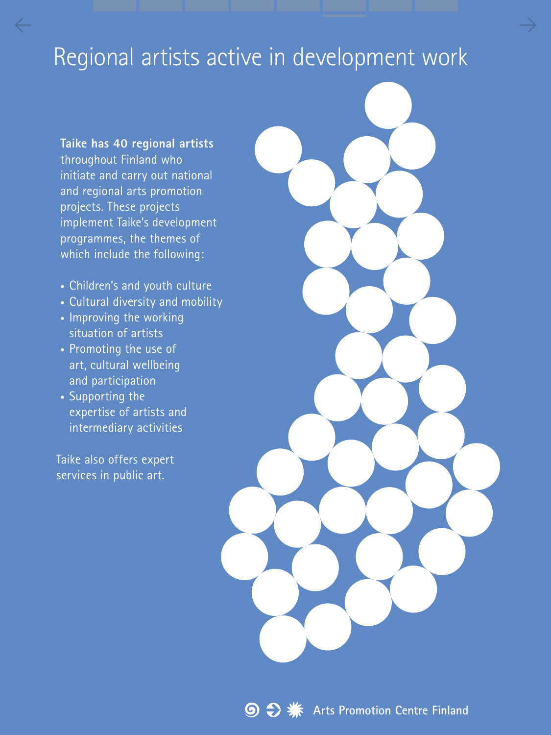# Regional artists active in development work

**Taike has 40 regional artists** throughout Finland who initiate and carry out national and regional arts promotion projects. These projects implement Taike's development programmes, the themes of which include the following:

- Children's and youth culture
- Cultural diversity and mobility
- Improving the working situation of artists
- Promoting the use of art, cultural wellbeing and participation
- Supporting the expertise of artists and intermediary activities

Taike also offers expert services in public art.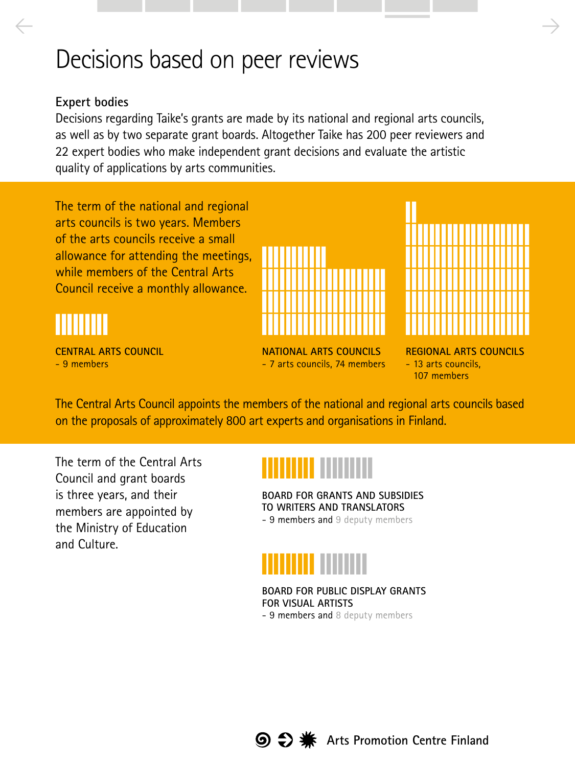# Decisions based on peer reviews

**Expert bodies**

Decisions regarding Taike's grants are made by its national and regional arts councils, as well as by two separate grant boards. Altogether Taike has 200 peer reviewers and 22 expert bodies who make independent grant decisions and evaluate the artistic quality of applications by arts communities.

The term of the national and regional arts councils is two years. Members of the arts councils receive a small allowance for attending the meetings, while members of the Central Arts Council receive a monthly allowance.

**CENTRAL ARTS COUNCIL**
- 9 members

**NATIONAL ARTS COUNCILS**
- 7 arts councils, 74 members

**REGIONAL ARTS COUNCILS**
- 13 arts councils, 107 members

The Central Arts Council appoints the members of the national and regional arts councils based on the proposals of approximately 800 art experts and organisations in Finland.

The term of the Central Arts Council and grant boards is three years, and their members are appointed by the Ministry of Education and Culture.

**BOARD FOR GRANTS AND SUBSIDIES TO WRITERS AND TRANSLATORS**
- 9 members and 9 deputy members

**BOARD FOR PUBLIC DISPLAY GRANTS FOR VISUAL ARTISTS**
- 9 members and 8 deputy members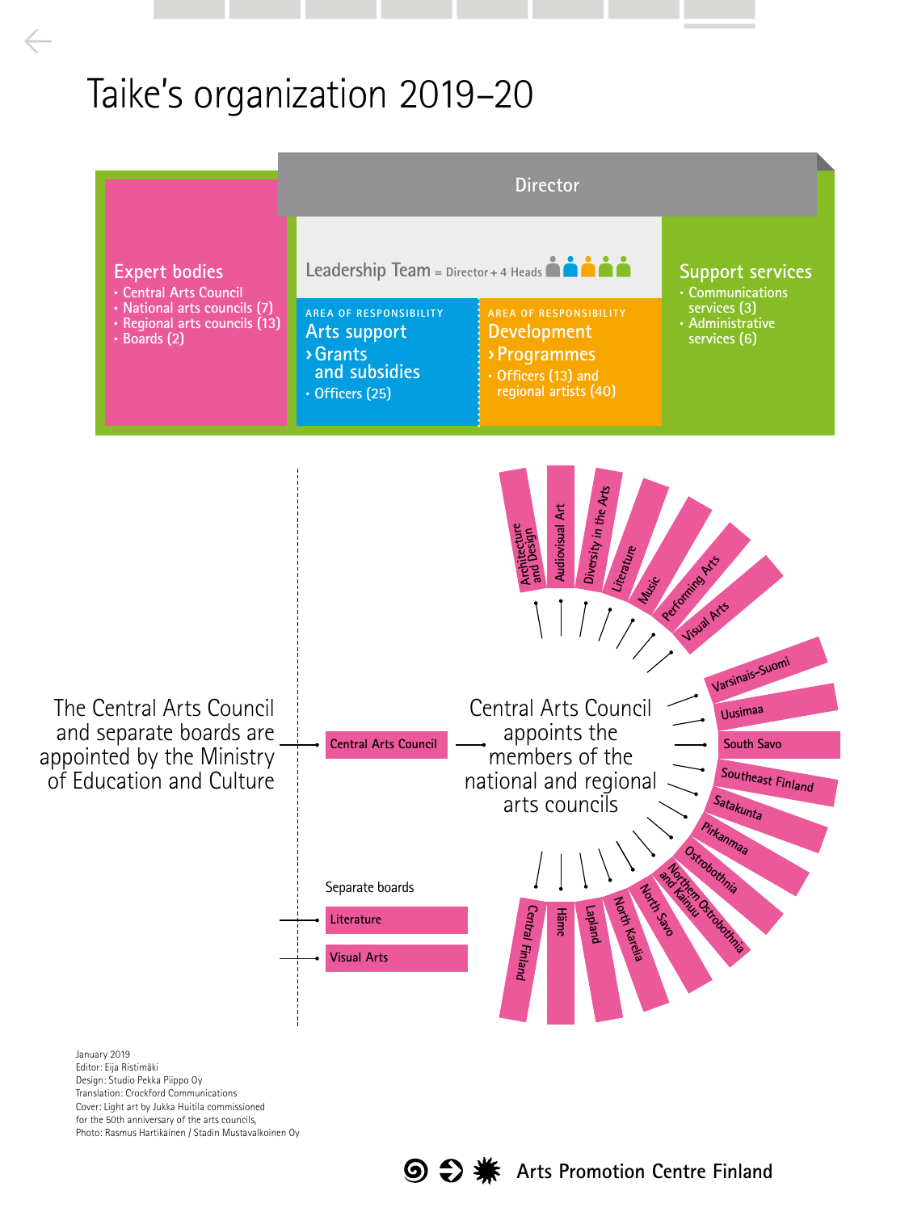# Taike's organization 2019–20

Director

## Expert bodies

- Central Arts Council
- National arts councils (7)
- Regional arts councils (13)
- Boards (2)

Leadership Team = Director + 4 Heads

AREA OF RESPONSIBILITY

### Arts support

› Grants and subsidies

- Officers (25)

AREA OF RESPONSIBILITY

### Development

› Programmes

- Officers (13) and regional artists (40)

## Support services

- Communications services (3)
- Administrative services (6)

The Central Arts Council and separate boards are appointed by the Ministry of Education and Culture

Central Arts Council

Central Arts Council appoints the members of the national and regional arts councils

Architecture and Design
Audiovisual Art
Diversity in the Arts
Literature
Music
Performing Arts
Visual Arts

Varsinais-Suomi
Uusimaa
South Savo
Southeast Finland
Satakunta
Pirkanmaa
Ostrobothnia
Northern Ostrobothnia and Kainuu
North Savo
North Karelia
Lapland
Häme
Central Finland

Separate boards

Literature

Visual Arts

January 2019
Editor: Eija Ristimäki
Design: Studio Pekka Piippo Oy
Translation: Crockford Communications
Cover: Light art by Jukka Huitila commissioned for the 50th anniversary of the arts councils,
Photo: Rasmus Hartikainen / Stadin Mustavalkoinen Oy

Arts Promotion Centre Finland